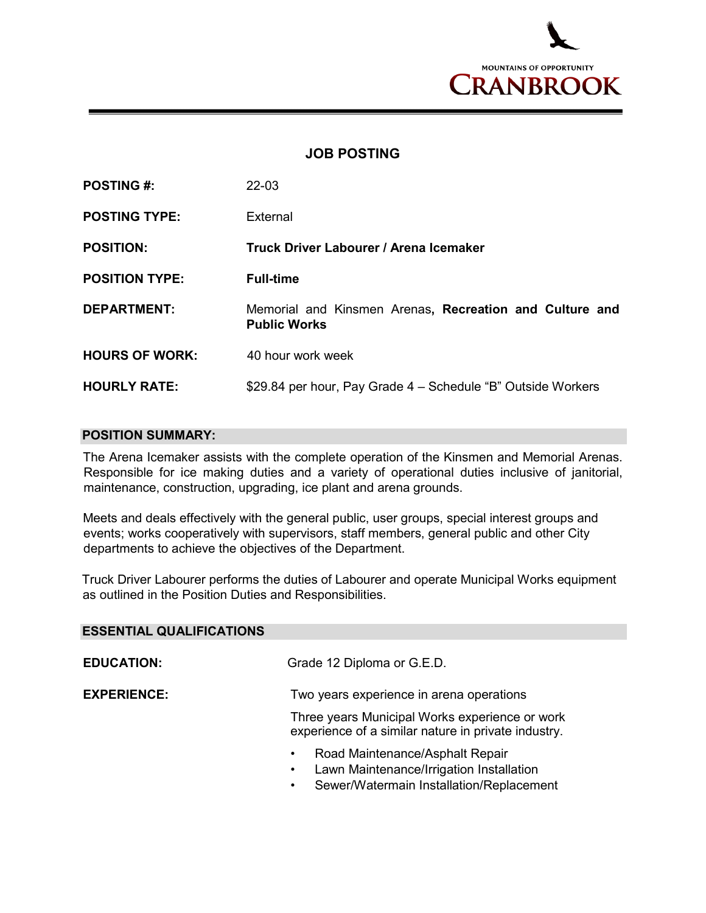MOUNTAINS OF OPPORTUNITY

CRANBROOK

# JOB POSTING

| | |
|---|---|
| **POSTING #:** | 22-03 |
| **POSTING TYPE:** | External |
| **POSITION:** | **Truck Driver Labourer / Arena Icemaker** |
| **POSITION TYPE:** | **Full-time** |
| **DEPARTMENT:** | Memorial and Kinsmen Arenas**, Recreation and Culture and Public Works** |
| **HOURS OF WORK:** | 40 hour work week |
| **HOURLY RATE:** | $29.84 per hour, Pay Grade 4 – Schedule "B" Outside Workers |

## POSITION SUMMARY:

The Arena Icemaker assists with the complete operation of the Kinsmen and Memorial Arenas. Responsible for ice making duties and a variety of operational duties inclusive of janitorial, maintenance, construction, upgrading, ice plant and arena grounds.

Meets and deals effectively with the general public, user groups, special interest groups and events; works cooperatively with supervisors, staff members, general public and other City departments to achieve the objectives of the Department.

Truck Driver Labourer performs the duties of Labourer and operate Municipal Works equipment as outlined in the Position Duties and Responsibilities.

## ESSENTIAL QUALIFICATIONS

**EDUCATION:** Grade 12 Diploma or G.E.D.

**EXPERIENCE:** Two years experience in arena operations

Three years Municipal Works experience or work experience of a similar nature in private industry.

- Road Maintenance/Asphalt Repair
- Lawn Maintenance/Irrigation Installation
- Sewer/Watermain Installation/Replacement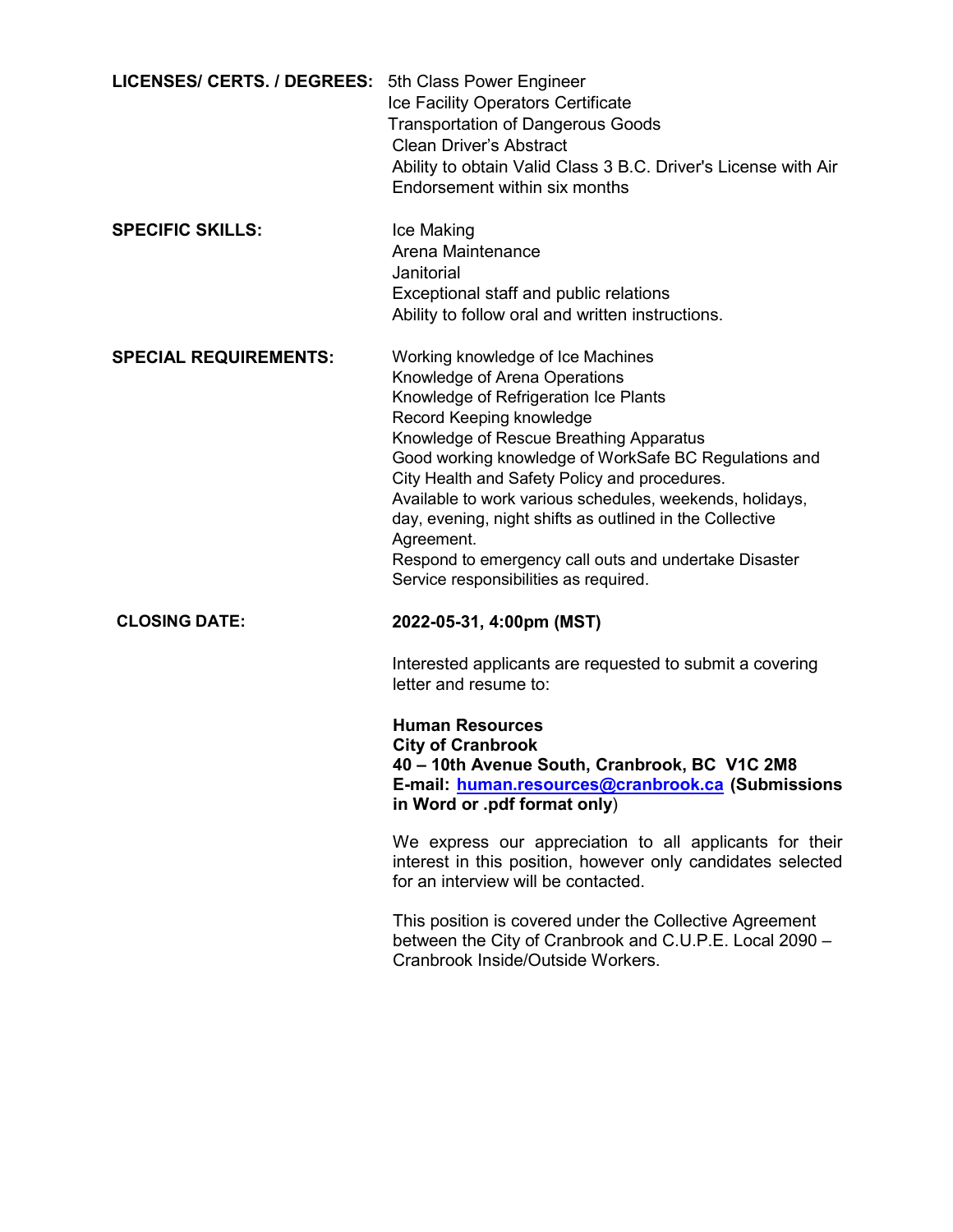**LICENSES/ CERTS. / DEGREES:**

5th Class Power Engineer
Ice Facility Operators Certificate
Transportation of Dangerous Goods
Clean Driver's Abstract
Ability to obtain Valid Class 3 B.C. Driver's License with Air Endorsement within six months

**SPECIFIC SKILLS:**

Ice Making
Arena Maintenance
Janitorial
Exceptional staff and public relations
Ability to follow oral and written instructions.

**SPECIAL REQUIREMENTS:**

Working knowledge of Ice Machines
Knowledge of Arena Operations
Knowledge of Refrigeration Ice Plants
Record Keeping knowledge
Knowledge of Rescue Breathing Apparatus
Good working knowledge of WorkSafe BC Regulations and City Health and Safety Policy and procedures.
Available to work various schedules, weekends, holidays, day, evening, night shifts as outlined in the Collective Agreement.
Respond to emergency call outs and undertake Disaster Service responsibilities as required.

**CLOSING DATE:** **2022-05-31, 4:00pm (MST)**

Interested applicants are requested to submit a covering letter and resume to:

**Human Resources**
**City of Cranbrook**
**40 – 10th Avenue South, Cranbrook, BC V1C 2M8**
**E-mail: human.resources@cranbrook.ca (Submissions in Word or .pdf format only)**

We express our appreciation to all applicants for their interest in this position, however only candidates selected for an interview will be contacted.

This position is covered under the Collective Agreement between the City of Cranbrook and C.U.P.E. Local 2090 – Cranbrook Inside/Outside Workers.